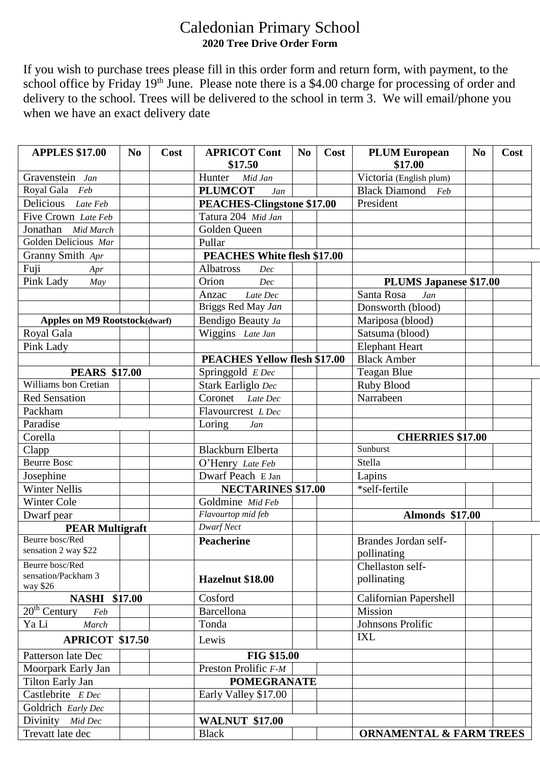# Caledonian Primary School

**2020 Tree Drive Order Form**

If you wish to purchase trees please fill in this order form and return form, with payment, to the school office by Friday 19th June. Please note there is a $4.00 charge for processing of order and delivery to the school. Trees will be delivered to the school in term 3. We will email/phone you when we have an exact delivery date

| APPLES $17.00 | No | Cost | APRICOT Cont $17.50 | No | Cost | PLUM European $17.00 | No | Cost |
|---|---|---|---|---|---|---|---|---|
| Gravenstein *Jan* | | | Hunter *Mid Jan* | | | Victoria (English plum) | | |
| Royal Gala *Feb* | | | **PLUMCOT** *Jan* | | | Black Diamond *Feb* | | |
| Delicious *Late Feb* | | | **PEACHES-Clingstone $17.00** | | | President | | |
| Five Crown *Late Feb* | | | Tatura 204 *Mid Jan* | | | | | |
| Jonathan *Mid March* | | | Golden Queen | | | | | |
| Golden Delicious *Mar* | | | Pullar | | | | | |
| Granny Smith *Apr* | | | **PEACHES White flesh $17.00** | | | | | |
| Fuji *Apr* | | | Albatross *Dec* | | | | | |
| Pink Lady *May* | | | Orion *Dec* | | | **PLUMS Japanese $17.00** | | |
| | | | Anzac *Late Dec* | | | Santa Rosa *Jan* | | |
| | | | Briggs Red May *Jan* | | | Donsworth (blood) | | |
| **Apples on M9 Rootstock(dwarf)** | | | Bendigo Beauty *Ja* | | | Mariposa (blood) | | |
| Royal Gala | | | Wiggins *Late Jan* | | | Satsuma (blood) | | |
| Pink Lady | | | | | | Elephant Heart | | |
| | | | **PEACHES Yellow flesh $17.00** | | | Black Amber | | |
| **PEARS $17.00** | | | Springgold *E Dec* | | | Teagan Blue | | |
| Williams bon Cretian | | | Stark Earliglo *Dec* | | | Ruby Blood | | |
| Red Sensation | | | Coronet *Late Dec* | | | Narrabeen | | |
| Packham | | | Flavourcrest *L Dec* | | | | | |
| Paradise | | | Loring *Jan* | | | | | |
| Corella | | | | | | **CHERRIES $17.00** | | |
| Clapp | | | Blackburn Elberta | | | Sunburst | | |
| Beurre Bosc | | | O'Henry *Late Feb* | | | Stella | | |
| Josephine | | | Dwarf Peach E Jan | | | Lapins | | |
| Winter Nellis | | | **NECTARINES $17.00** | | | *self-fertile | | |
| Winter Cole | | | Goldmine *Mid Feb* | | | | | |
| Dwarf pear | | | *Flavourtop mid feb* | | | **Almonds $17.00** | | |
| **PEAR Multigraft** | | | *Dwarf Nect* | | | | | |
| Beurre bosc/Red sensation 2 way $22 | | | **Peacherine** | | | Brandes Jordan self-pollinating | | |
| Beurre bosc/Red sensation/Packham 3 way $26 | | | **Hazelnut $18.00** | | | Chellaston self-pollinating | | |
| **NASHI $17.00** | | | Cosford | | | Californian Papershell | | |
| 20th Century *Feb* | | | Barcellona | | | Mission | | |
| Ya Li *March* | | | Tonda | | | Johnsons Prolific | | |
| **APRICOT $17.50** | | | Lewis | | | IXL | | |
| Patterson late Dec | | | **FIG $15.00** | | | | | |
| Moorpark Early Jan | | | Preston Prolific *F-M* | | | | | |
| Tilton Early Jan | | | **POMEGRANATE** | | | | | |
| Castlebrite *E Dec* | | | Early Valley $17.00 | | | | | |
| Goldrich *Early Dec* | | | | | | | | |
| Divinity *Mid Dec* | | | **WALNUT $17.00** | | | | | |
| Trevatt late dec | | | Black | | | **ORNAMENTAL & FARM TREES** | | |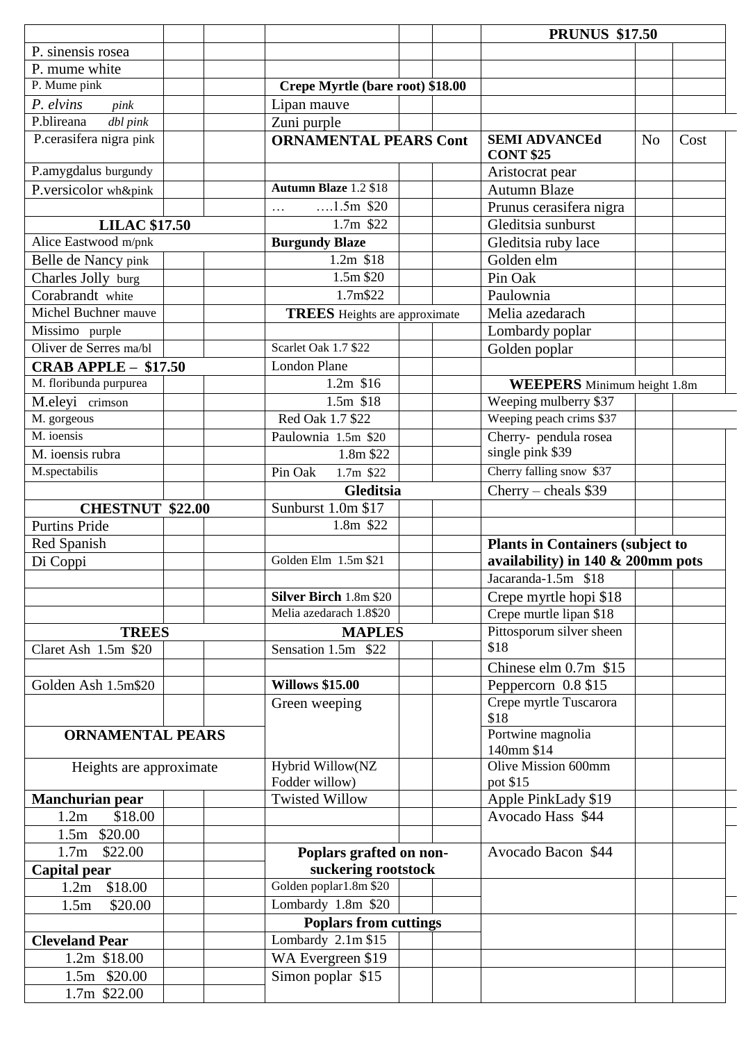| | | | | | | PRUNUS $17.50 | | |
|---|---|---|---|---|---|---|---|---|
| P. sinensis rosea | | | | | | | | |
| P. mume white | | | | | | | | |
| P. Mume pink | | | **Crepe Myrtle (bare root) $18.00** | | | | | |
| *P. elvins* *pink* | | | Lipan mauve | | | | | |
| P.blireana *dbl pink* | | | Zuni purple | | | | | |
| P.cerasifera nigra pink | | | **ORNAMENTAL PEARS Cont** | | | **SEMI ADVANCEd CONT $25** | No | Cost |
| P.amygdalus burgundy | | | | | | Aristocrat pear | | |
| P.versicolor wh&pink | | | **Autumn Blaze** 1.2 $18 | | | Autumn Blaze | | |
| | | | … ….1.5m $20 | | | Prunus cerasifera nigra | | |
| **LILAC $17.50** | | | 1.7m $22 | | | Gleditsia sunburst | | |
| Alice Eastwood m/pnk | | | **Burgundy Blaze** | | | Gleditsia ruby lace | | |
| Belle de Nancy pink | | | 1.2m $18 | | | Golden elm | | |
| Charles Jolly burg | | | 1.5m $20 | | | Pin Oak | | |
| Corabrandt white | | | 1.7m$22 | | | Paulownia | | |
| Michel Buchner mauve | | | **TREES** Heights are approximate | | | Melia azedarach | | |
| Missimo purple | | | | | | Lombardy poplar | | |
| Oliver de Serres ma/bl | | | Scarlet Oak 1.7 $22 | | | Golden poplar | | |
| **CRAB APPLE – $17.50** | | | London Plane | | | | | |
| M. floribunda purpurea | | | 1.2m $16 | | | **WEEPERS** Minimum height 1.8m | | |
| M.eleyi crimson | | | 1.5m $18 | | | Weeping mulberry $37 | | |
| M. gorgeous | | | Red Oak 1.7 $22 | | | Weeping peach crims $37 | | |
| M. ioensis | | | Paulownia 1.5m $20 | | | Cherry- pendula rosea single pink $39 | | |
| M. ioensis rubra | | | 1.8m $22 | | | | | |
| M.spectabilis | | | Pin Oak 1.7m $22 | | | Cherry falling snow $37 | | |
| | | | **Gleditsia** | | | Cherry – cheals $39 | | |
| **CHESTNUT $22.00** | | | Sunburst 1.0m $17 | | | | | |
| Purtins Pride | | | 1.8m $22 | | | | | |
| Red Spanish | | | | | | **Plants in Containers (subject to availability) in 140 & 200mm pots** | | |
| Di Coppi | | | Golden Elm 1.5m $21 | | | | | |
| | | | | | | Jacaranda-1.5m $18 | | |
| | | | **Silver Birch** 1.8m $20 | | | Crepe myrtle hopi $18 | | |
| | | | Melia azedarach 1.8$20 | | | Crepe murtle lipan $18 | | |
| **TREES** | | | **MAPLES** | | | Pittosporum silver sheen $18 | | |
| Claret Ash 1.5m $20 | | | Sensation 1.5m $22 | | | | | |
| | | | | | | Chinese elm 0.7m $15 | | |
| Golden Ash 1.5m$20 | | | **Willows $15.00** | | | Peppercorn 0.8 $15 | | |
| | | | Green weeping | | | Crepe myrtle Tuscarora $18 | | |
| **ORNAMENTAL PEARS** | | | | | | Portwine magnolia 140mm $14 | | |
| Heights are approximate | | | Hybrid Willow(NZ Fodder willow) | | | Olive Mission 600mm pot $15 | | |
| **Manchurian pear** | | | Twisted Willow | | | Apple PinkLady $19 | | |
| 1.2m $18.00 | | | | | | Avocado Hass $44 | | |
| 1.5m $20.00 | | | | | | | | |
| 1.7m $22.00 | | | **Poplars grafted on non-suckering rootstock** | | | Avocado Bacon $44 | | |
| **Capital pear** | | | | | | | | |
| 1.2m $18.00 | | | Golden poplar1.8m $20 | | | | | |
| 1.5m $20.00 | | | Lombardy 1.8m $20 | | | | | |
| | | | **Poplars from cuttings** | | | | | |
| **Cleveland Pear** | | | Lombardy 2.1m $15 | | | | | |
| 1.2m $18.00 | | | WA Evergreen $19 | | | | | |
| 1.5m $20.00 | | | Simon poplar $15 | | | | | |
| 1.7m $22.00 | | | | | | | | |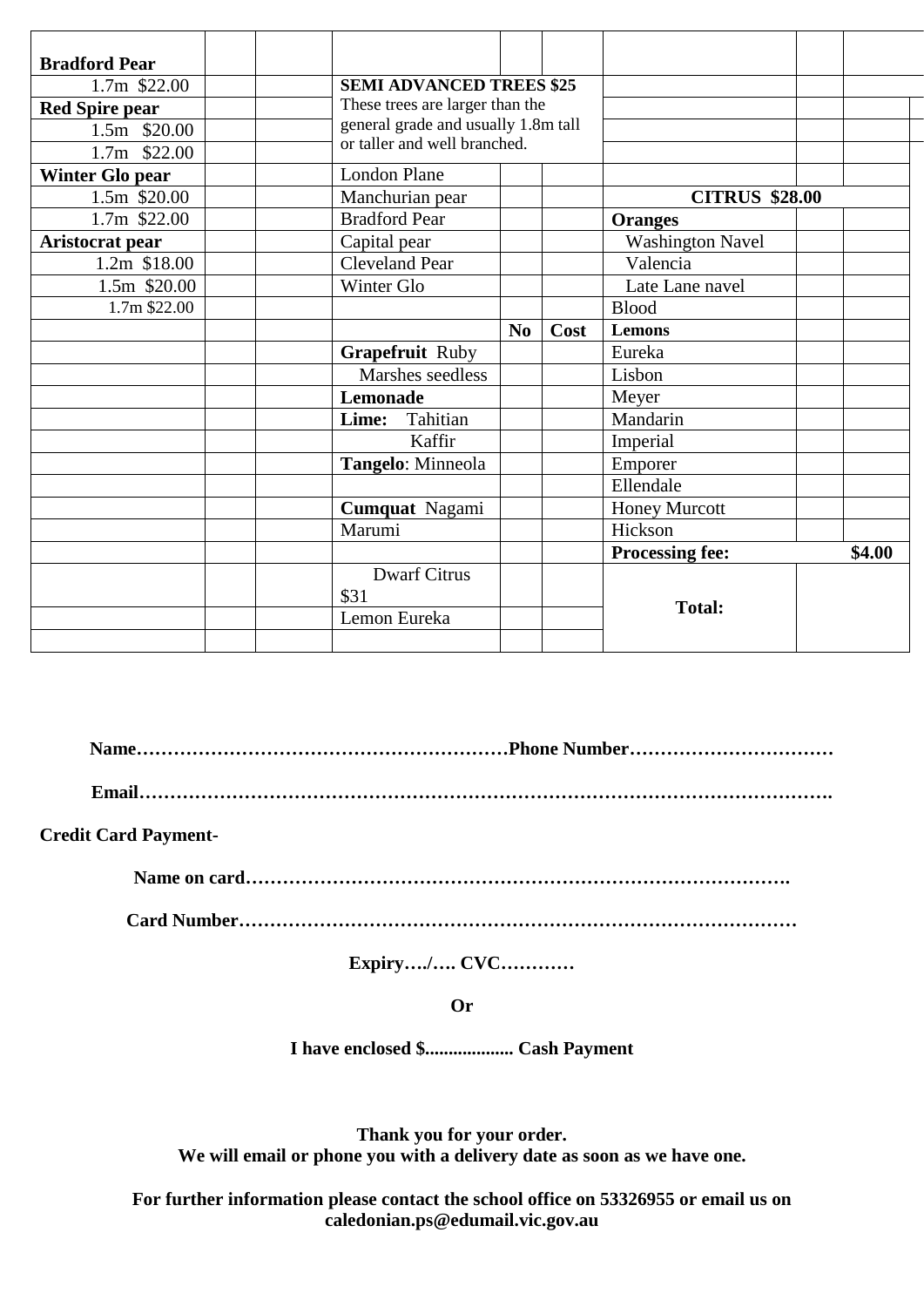| | | | | | | | | |
|---|---|---|---|---|---|---|---|---|
| **Bradford Pear** | | | | | | | | |
| 1.7m $22.00 | | | **SEMI ADVANCED TREES $25** These trees are larger than the general grade and usually 1.8m tall or taller and well branched. | | | | | |
| **Red Spire pear** | | | | | | | | |
| 1.5m $20.00 | | | | | | | | |
| 1.7m $22.00 | | | | | | | | |
| **Winter Glo pear** | | | London Plane | | | | | |
| 1.5m $20.00 | | | Manchurian pear | | | **CITRUS $28.00** | | |
| 1.7m $22.00 | | | Bradford Pear | | | **Oranges** | | |
| **Aristocrat pear** | | | Capital pear | | | Washington Navel | | |
| 1.2m $18.00 | | | Cleveland Pear | | | Valencia | | |
| 1.5m $20.00 | | | Winter Glo | | | Late Lane navel | | |
| 1.7m $22.00 | | | | | | Blood | | |
| | | | | **No** | **Cost** | **Lemons** | | |
| | | | **Grapefruit** Ruby | | | Eureka | | |
| | | | Marshes seedless | | | Lisbon | | |
| | | | **Lemonade** | | | Meyer | | |
| | | | **Lime:** Tahitian | | | Mandarin | | |
| | | | Kaffir | | | Imperial | | |
| | | | **Tangelo**: Minneola | | | Emporer | | |
| | | | | | | Ellendale | | |
| | | | **Cumquat** Nagami | | | Honey Murcott | | |
| | | | Marumi | | | Hickson | | |
| | | | | | | **Processing fee:** | | **$4.00** |
| | | | Dwarf Citrus $31 | | | **Total:** | | |
| | | | Lemon Eureka | | | | | |
| | | | | | | | | |

**Name……………………………………………………Phone Number……………………………**

**Email……………………………………………………………………………………………….**

**Credit Card Payment-**

**Name on card……………………………………………………………………………….**

**Card Number………………………………………………………………………………**

**Expiry…./…. CVC…………**

**Or**

**I have enclosed $.................. Cash Payment**

**Thank you for your order.**
**We will email or phone you with a delivery date as soon as we have one.**

**For further information please contact the school office on 53326955 or email us on caledonian.ps@edumail.vic.gov.au**